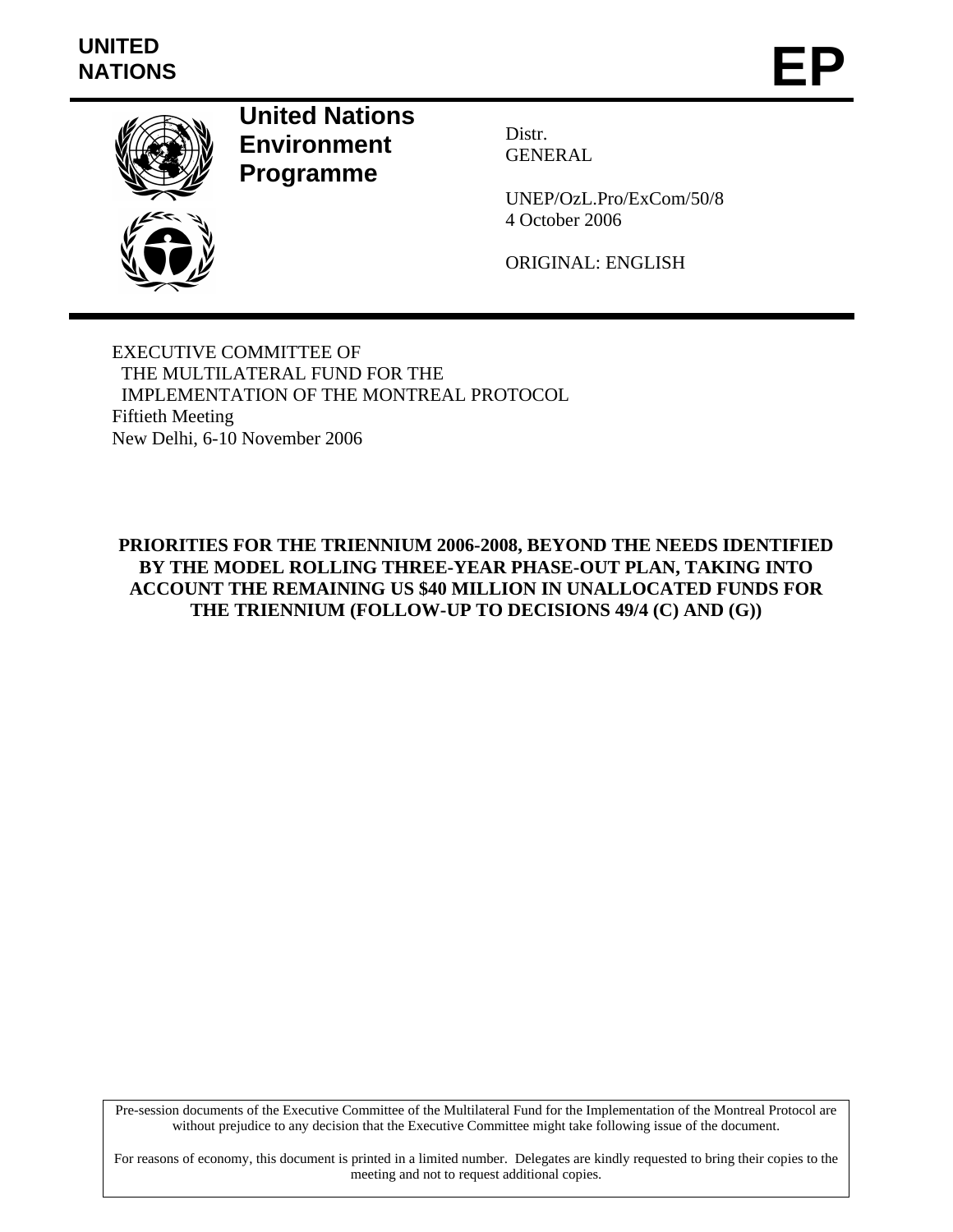**UNITED NATIONS**

# EP

**United Nations Environment Programme**

Distr.
GENERAL

UNEP/OzL.Pro/ExCom/50/8
4 October 2006

ORIGINAL: ENGLISH

EXECUTIVE COMMITTEE OF
THE MULTILATERAL FUND FOR THE
IMPLEMENTATION OF THE MONTREAL PROTOCOL
Fiftieth Meeting
New Delhi, 6-10 November 2006

## PRIORITIES FOR THE TRIENNIUM 2006-2008, BEYOND THE NEEDS IDENTIFIED BY THE MODEL ROLLING THREE-YEAR PHASE-OUT PLAN, TAKING INTO ACCOUNT THE REMAINING US $40 MILLION IN UNALLOCATED FUNDS FOR THE TRIENNIUM (FOLLOW-UP TO DECISIONS 49/4 (C) AND (G))

Pre-session documents of the Executive Committee of the Multilateral Fund for the Implementation of the Montreal Protocol are without prejudice to any decision that the Executive Committee might take following issue of the document.

For reasons of economy, this document is printed in a limited number. Delegates are kindly requested to bring their copies to the meeting and not to request additional copies.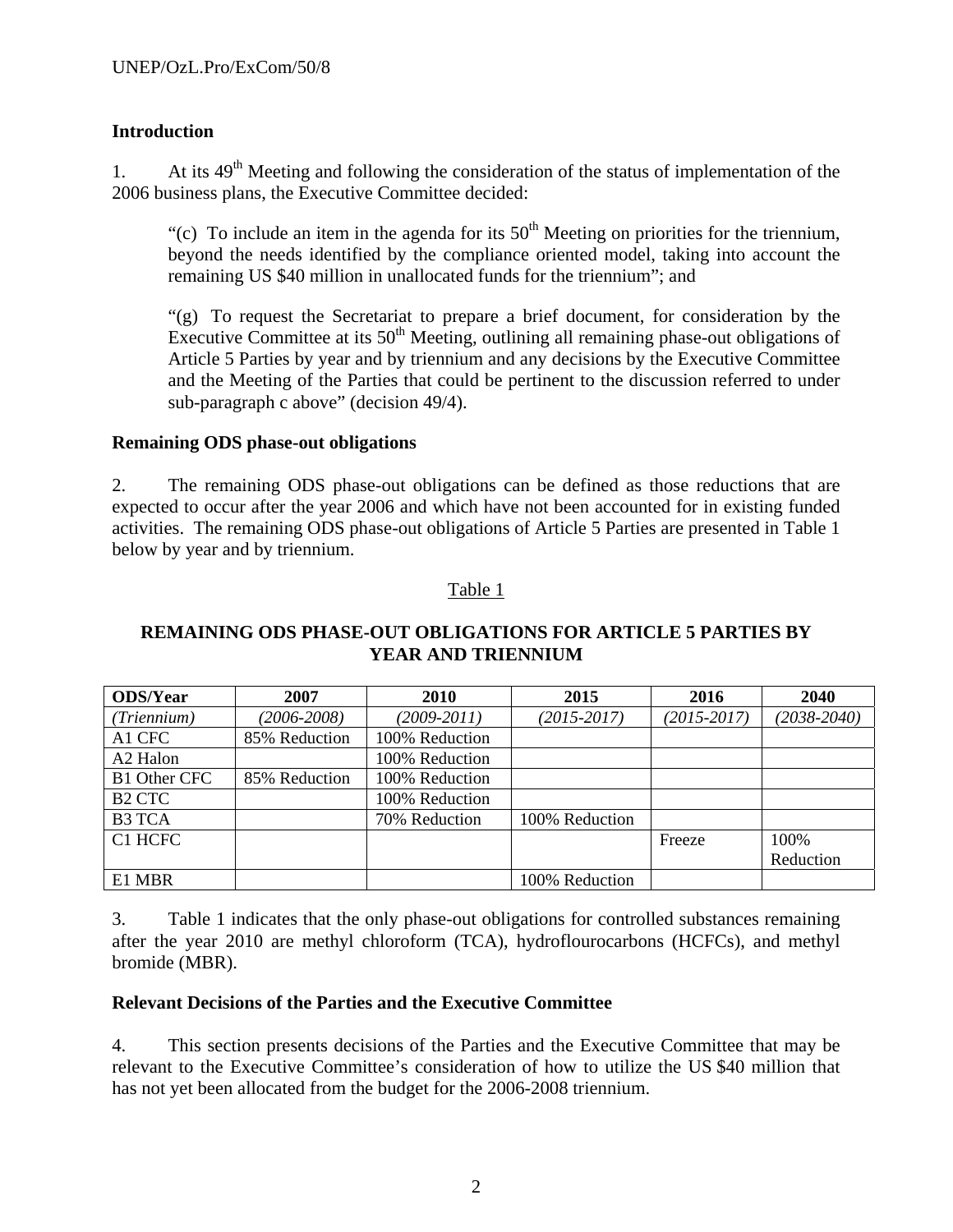## Introduction

1. At its 49th Meeting and following the consideration of the status of implementation of the 2006 business plans, the Executive Committee decided:

> "(c) To include an item in the agenda for its 50th Meeting on priorities for the triennium, beyond the needs identified by the compliance oriented model, taking into account the remaining US $40 million in unallocated funds for the triennium"; and
>
> "(g) To request the Secretariat to prepare a brief document, for consideration by the Executive Committee at its 50th Meeting, outlining all remaining phase-out obligations of Article 5 Parties by year and by triennium and any decisions by the Executive Committee and the Meeting of the Parties that could be pertinent to the discussion referred to under sub-paragraph c above" (decision 49/4).

## Remaining ODS phase-out obligations

2. The remaining ODS phase-out obligations can be defined as those reductions that are expected to occur after the year 2006 and which have not been accounted for in existing funded activities. The remaining ODS phase-out obligations of Article 5 Parties are presented in Table 1 below by year and by triennium.

Table 1

**REMAINING ODS PHASE-OUT OBLIGATIONS FOR ARTICLE 5 PARTIES BY YEAR AND TRIENNIUM**

| ODS/Year | 2007 | 2010 | 2015 | 2016 | 2040 |
|---|---|---|---|---|---|
| *(Triennium)* | *(2006-2008)* | *(2009-2011)* | *(2015-2017)* | *(2015-2017)* | *(2038-2040)* |
| A1 CFC | 85% Reduction | 100% Reduction | | | |
| A2 Halon | | 100% Reduction | | | |
| B1 Other CFC | 85% Reduction | 100% Reduction | | | |
| B2 CTC | | 100% Reduction | | | |
| B3 TCA | | 70% Reduction | 100% Reduction | | |
| C1 HCFC | | | | Freeze | 100% Reduction |
| E1 MBR | | | 100% Reduction | | |

3. Table 1 indicates that the only phase-out obligations for controlled substances remaining after the year 2010 are methyl chloroform (TCA), hydroflourocarbons (HCFCs), and methyl bromide (MBR).

## Relevant Decisions of the Parties and the Executive Committee

4. This section presents decisions of the Parties and the Executive Committee that may be relevant to the Executive Committee's consideration of how to utilize the US $40 million that has not yet been allocated from the budget for the 2006-2008 triennium.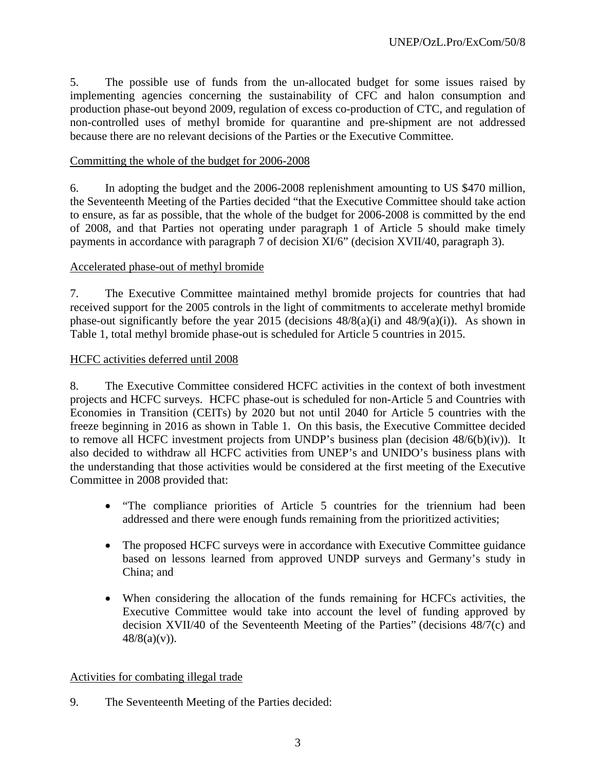5. The possible use of funds from the un-allocated budget for some issues raised by implementing agencies concerning the sustainability of CFC and halon consumption and production phase-out beyond 2009, regulation of excess co-production of CTC, and regulation of non-controlled uses of methyl bromide for quarantine and pre-shipment are not addressed because there are no relevant decisions of the Parties or the Executive Committee.

<u>Committing the whole of the budget for 2006-2008</u>

6. In adopting the budget and the 2006-2008 replenishment amounting to US $470 million, the Seventeenth Meeting of the Parties decided "that the Executive Committee should take action to ensure, as far as possible, that the whole of the budget for 2006-2008 is committed by the end of 2008, and that Parties not operating under paragraph 1 of Article 5 should make timely payments in accordance with paragraph 7 of decision XI/6" (decision XVII/40, paragraph 3).

<u>Accelerated phase-out of methyl bromide</u>

7. The Executive Committee maintained methyl bromide projects for countries that had received support for the 2005 controls in the light of commitments to accelerate methyl bromide phase-out significantly before the year 2015 (decisions 48/8(a)(i) and 48/9(a)(i)). As shown in Table 1, total methyl bromide phase-out is scheduled for Article 5 countries in 2015.

<u>HCFC activities deferred until 2008</u>

8. The Executive Committee considered HCFC activities in the context of both investment projects and HCFC surveys. HCFC phase-out is scheduled for non-Article 5 and Countries with Economies in Transition (CEITs) by 2020 but not until 2040 for Article 5 countries with the freeze beginning in 2016 as shown in Table 1. On this basis, the Executive Committee decided to remove all HCFC investment projects from UNDP's business plan (decision 48/6(b)(iv)). It also decided to withdraw all HCFC activities from UNEP's and UNIDO's business plans with the understanding that those activities would be considered at the first meeting of the Executive Committee in 2008 provided that:

- "The compliance priorities of Article 5 countries for the triennium had been addressed and there were enough funds remaining from the prioritized activities;
- The proposed HCFC surveys were in accordance with Executive Committee guidance based on lessons learned from approved UNDP surveys and Germany's study in China; and
- When considering the allocation of the funds remaining for HCFCs activities, the Executive Committee would take into account the level of funding approved by decision XVII/40 of the Seventeenth Meeting of the Parties" (decisions 48/7(c) and 48/8(a)(v)).

<u>Activities for combating illegal trade</u>

9. The Seventeenth Meeting of the Parties decided: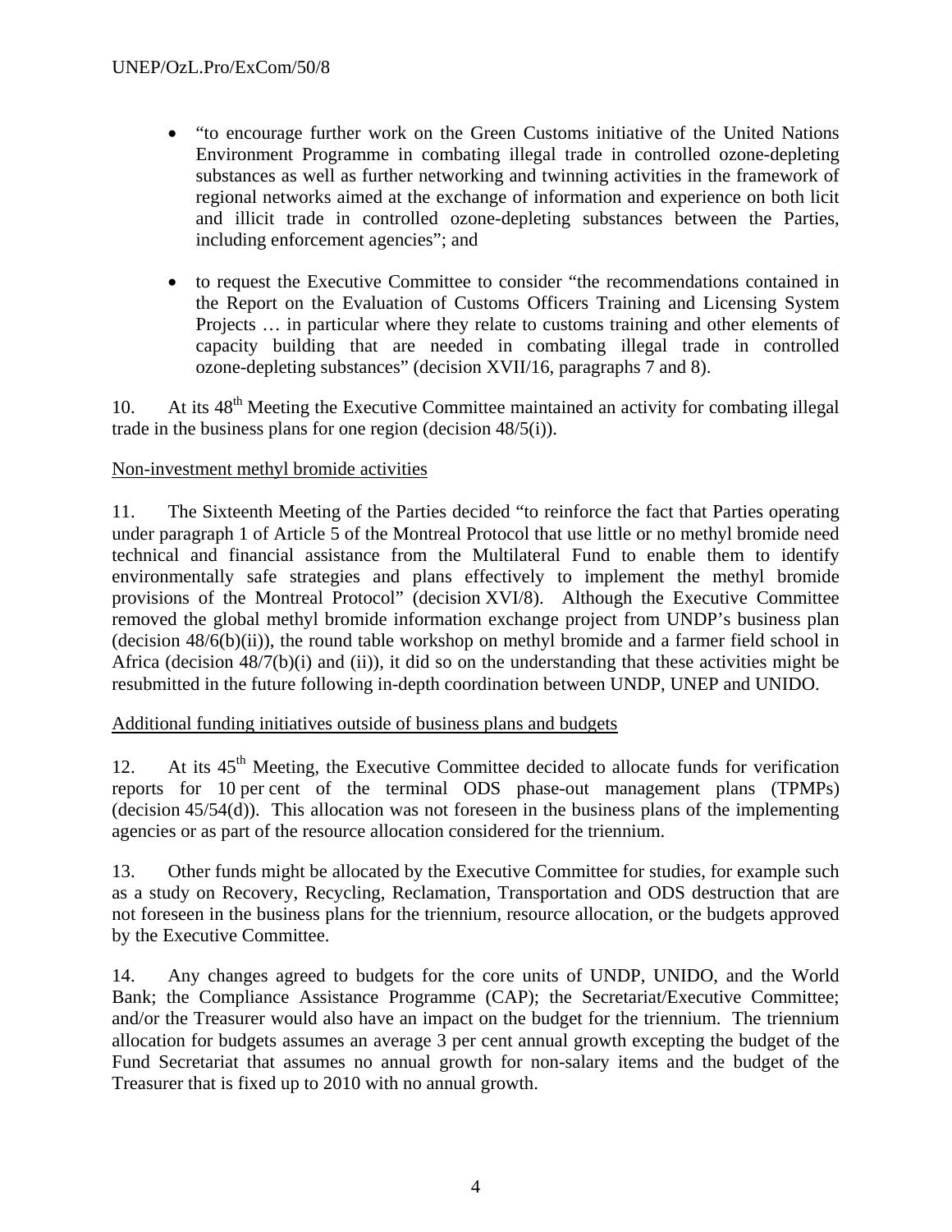- "to encourage further work on the Green Customs initiative of the United Nations Environment Programme in combating illegal trade in controlled ozone-depleting substances as well as further networking and twinning activities in the framework of regional networks aimed at the exchange of information and experience on both licit and illicit trade in controlled ozone-depleting substances between the Parties, including enforcement agencies"; and

- to request the Executive Committee to consider "the recommendations contained in the Report on the Evaluation of Customs Officers Training and Licensing System Projects … in particular where they relate to customs training and other elements of capacity building that are needed in combating illegal trade in controlled ozone-depleting substances" (decision XVII/16, paragraphs 7 and 8).

10. At its 48th Meeting the Executive Committee maintained an activity for combating illegal trade in the business plans for one region (decision 48/5(i)).

Non-investment methyl bromide activities

11. The Sixteenth Meeting of the Parties decided "to reinforce the fact that Parties operating under paragraph 1 of Article 5 of the Montreal Protocol that use little or no methyl bromide need technical and financial assistance from the Multilateral Fund to enable them to identify environmentally safe strategies and plans effectively to implement the methyl bromide provisions of the Montreal Protocol" (decision XVI/8). Although the Executive Committee removed the global methyl bromide information exchange project from UNDP's business plan (decision 48/6(b)(ii)), the round table workshop on methyl bromide and a farmer field school in Africa (decision 48/7(b)(i) and (ii)), it did so on the understanding that these activities might be resubmitted in the future following in-depth coordination between UNDP, UNEP and UNIDO.

Additional funding initiatives outside of business plans and budgets

12. At its 45th Meeting, the Executive Committee decided to allocate funds for verification reports for 10 per cent of the terminal ODS phase-out management plans (TPMPs) (decision 45/54(d)). This allocation was not foreseen in the business plans of the implementing agencies or as part of the resource allocation considered for the triennium.

13. Other funds might be allocated by the Executive Committee for studies, for example such as a study on Recovery, Recycling, Reclamation, Transportation and ODS destruction that are not foreseen in the business plans for the triennium, resource allocation, or the budgets approved by the Executive Committee.

14. Any changes agreed to budgets for the core units of UNDP, UNIDO, and the World Bank; the Compliance Assistance Programme (CAP); the Secretariat/Executive Committee; and/or the Treasurer would also have an impact on the budget for the triennium. The triennium allocation for budgets assumes an average 3 per cent annual growth excepting the budget of the Fund Secretariat that assumes no annual growth for non-salary items and the budget of the Treasurer that is fixed up to 2010 with no annual growth.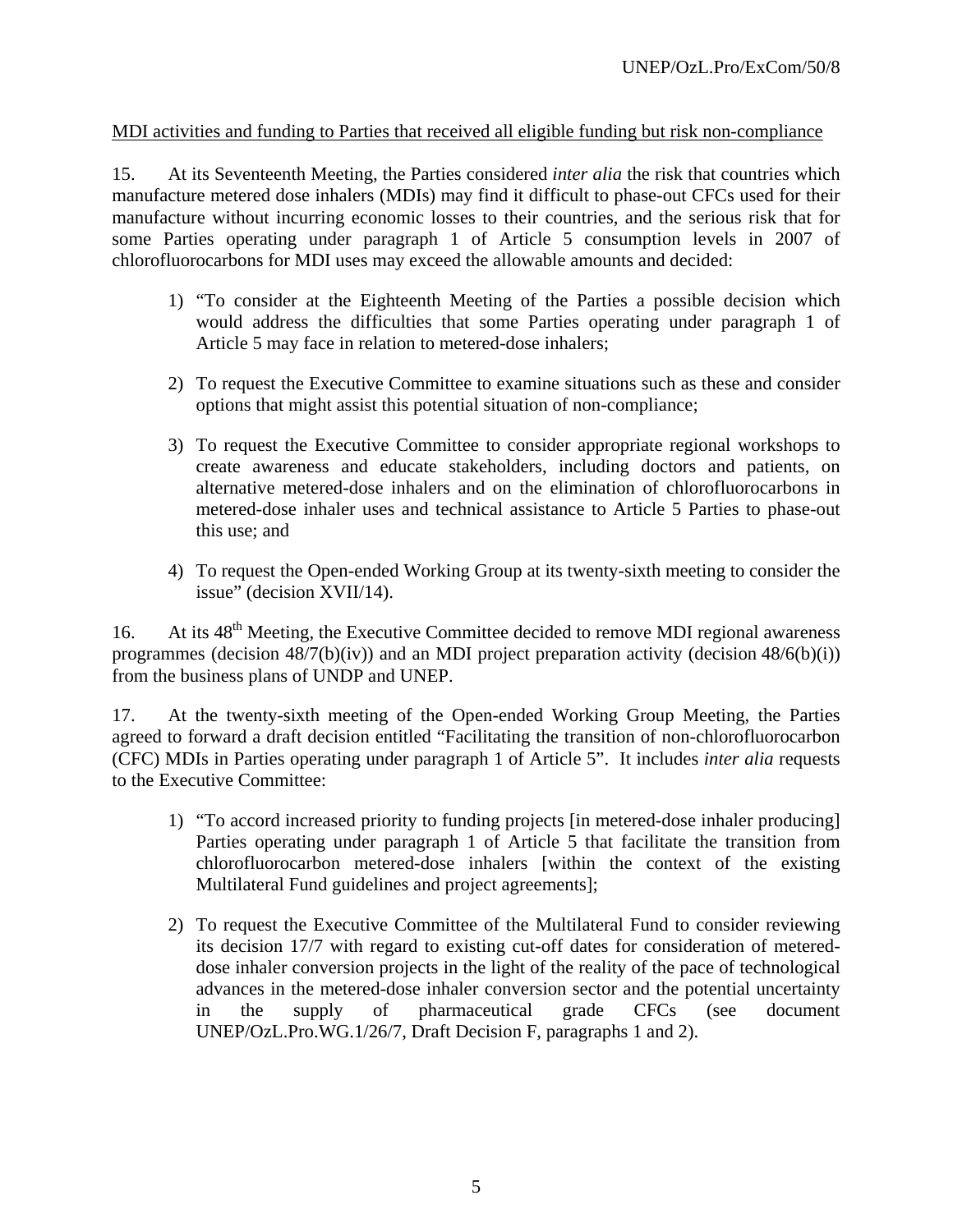MDI activities and funding to Parties that received all eligible funding but risk non-compliance

15. At its Seventeenth Meeting, the Parties considered *inter alia* the risk that countries which manufacture metered dose inhalers (MDIs) may find it difficult to phase-out CFCs used for their manufacture without incurring economic losses to their countries, and the serious risk that for some Parties operating under paragraph 1 of Article 5 consumption levels in 2007 of chlorofluorocarbons for MDI uses may exceed the allowable amounts and decided:

1) "To consider at the Eighteenth Meeting of the Parties a possible decision which would address the difficulties that some Parties operating under paragraph 1 of Article 5 may face in relation to metered-dose inhalers;

2) To request the Executive Committee to examine situations such as these and consider options that might assist this potential situation of non-compliance;

3) To request the Executive Committee to consider appropriate regional workshops to create awareness and educate stakeholders, including doctors and patients, on alternative metered-dose inhalers and on the elimination of chlorofluorocarbons in metered-dose inhaler uses and technical assistance to Article 5 Parties to phase-out this use; and

4) To request the Open-ended Working Group at its twenty-sixth meeting to consider the issue" (decision XVII/14).

16. At its 48th Meeting, the Executive Committee decided to remove MDI regional awareness programmes (decision 48/7(b)(iv)) and an MDI project preparation activity (decision 48/6(b)(i)) from the business plans of UNDP and UNEP.

17. At the twenty-sixth meeting of the Open-ended Working Group Meeting, the Parties agreed to forward a draft decision entitled "Facilitating the transition of non-chlorofluorocarbon (CFC) MDIs in Parties operating under paragraph 1 of Article 5". It includes *inter alia* requests to the Executive Committee:

1) "To accord increased priority to funding projects [in metered-dose inhaler producing] Parties operating under paragraph 1 of Article 5 that facilitate the transition from chlorofluorocarbon metered-dose inhalers [within the context of the existing Multilateral Fund guidelines and project agreements];

2) To request the Executive Committee of the Multilateral Fund to consider reviewing its decision 17/7 with regard to existing cut-off dates for consideration of metered-dose inhaler conversion projects in the light of the reality of the pace of technological advances in the metered-dose inhaler conversion sector and the potential uncertainty in the supply of pharmaceutical grade CFCs (see document UNEP/OzL.Pro.WG.1/26/7, Draft Decision F, paragraphs 1 and 2).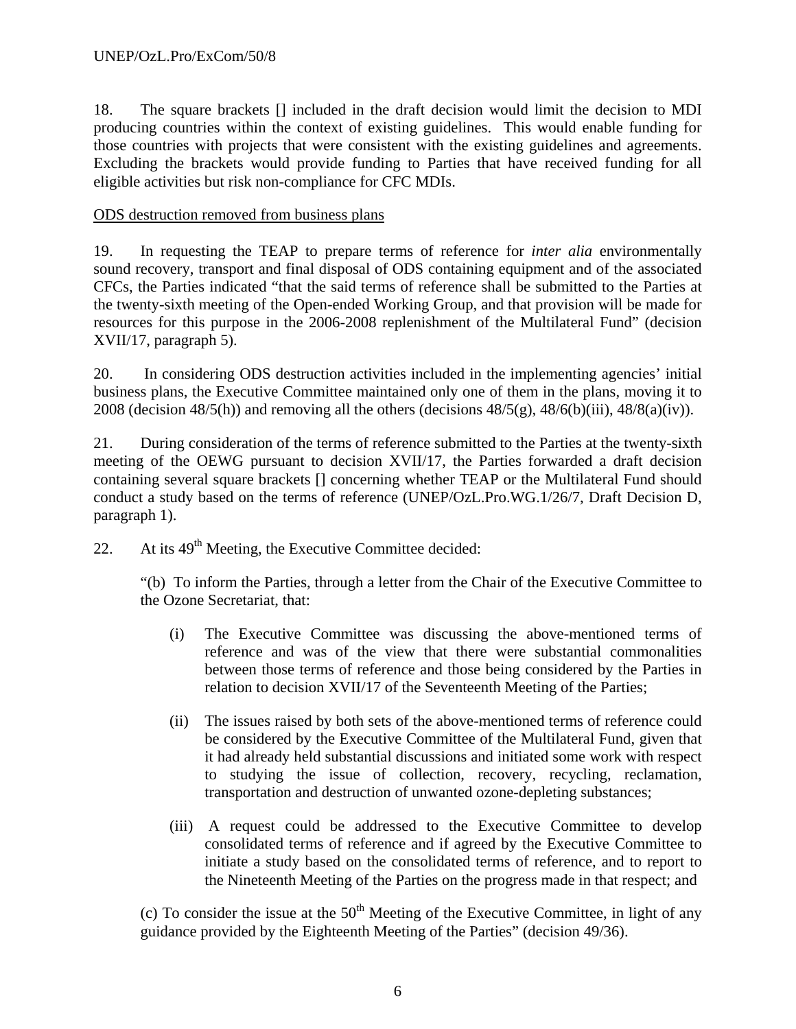18. The square brackets [] included in the draft decision would limit the decision to MDI producing countries within the context of existing guidelines. This would enable funding for those countries with projects that were consistent with the existing guidelines and agreements. Excluding the brackets would provide funding to Parties that have received funding for all eligible activities but risk non-compliance for CFC MDIs.

ODS destruction removed from business plans

19. In requesting the TEAP to prepare terms of reference for *inter alia* environmentally sound recovery, transport and final disposal of ODS containing equipment and of the associated CFCs, the Parties indicated "that the said terms of reference shall be submitted to the Parties at the twenty-sixth meeting of the Open-ended Working Group, and that provision will be made for resources for this purpose in the 2006-2008 replenishment of the Multilateral Fund" (decision XVII/17, paragraph 5).

20. In considering ODS destruction activities included in the implementing agencies' initial business plans, the Executive Committee maintained only one of them in the plans, moving it to 2008 (decision 48/5(h)) and removing all the others (decisions 48/5(g), 48/6(b)(iii), 48/8(a)(iv)).

21. During consideration of the terms of reference submitted to the Parties at the twenty-sixth meeting of the OEWG pursuant to decision XVII/17, the Parties forwarded a draft decision containing several square brackets [] concerning whether TEAP or the Multilateral Fund should conduct a study based on the terms of reference (UNEP/OzL.Pro.WG.1/26/7, Draft Decision D, paragraph 1).

22. At its 49th Meeting, the Executive Committee decided:

> "(b) To inform the Parties, through a letter from the Chair of the Executive Committee to the Ozone Secretariat, that:
>
> (i) The Executive Committee was discussing the above-mentioned terms of reference and was of the view that there were substantial commonalities between those terms of reference and those being considered by the Parties in relation to decision XVII/17 of the Seventeenth Meeting of the Parties;
>
> (ii) The issues raised by both sets of the above-mentioned terms of reference could be considered by the Executive Committee of the Multilateral Fund, given that it had already held substantial discussions and initiated some work with respect to studying the issue of collection, recovery, recycling, reclamation, transportation and destruction of unwanted ozone-depleting substances;
>
> (iii) A request could be addressed to the Executive Committee to develop consolidated terms of reference and if agreed by the Executive Committee to initiate a study based on the consolidated terms of reference, and to report to the Nineteenth Meeting of the Parties on the progress made in that respect; and
>
> (c) To consider the issue at the 50th Meeting of the Executive Committee, in light of any guidance provided by the Eighteenth Meeting of the Parties" (decision 49/36).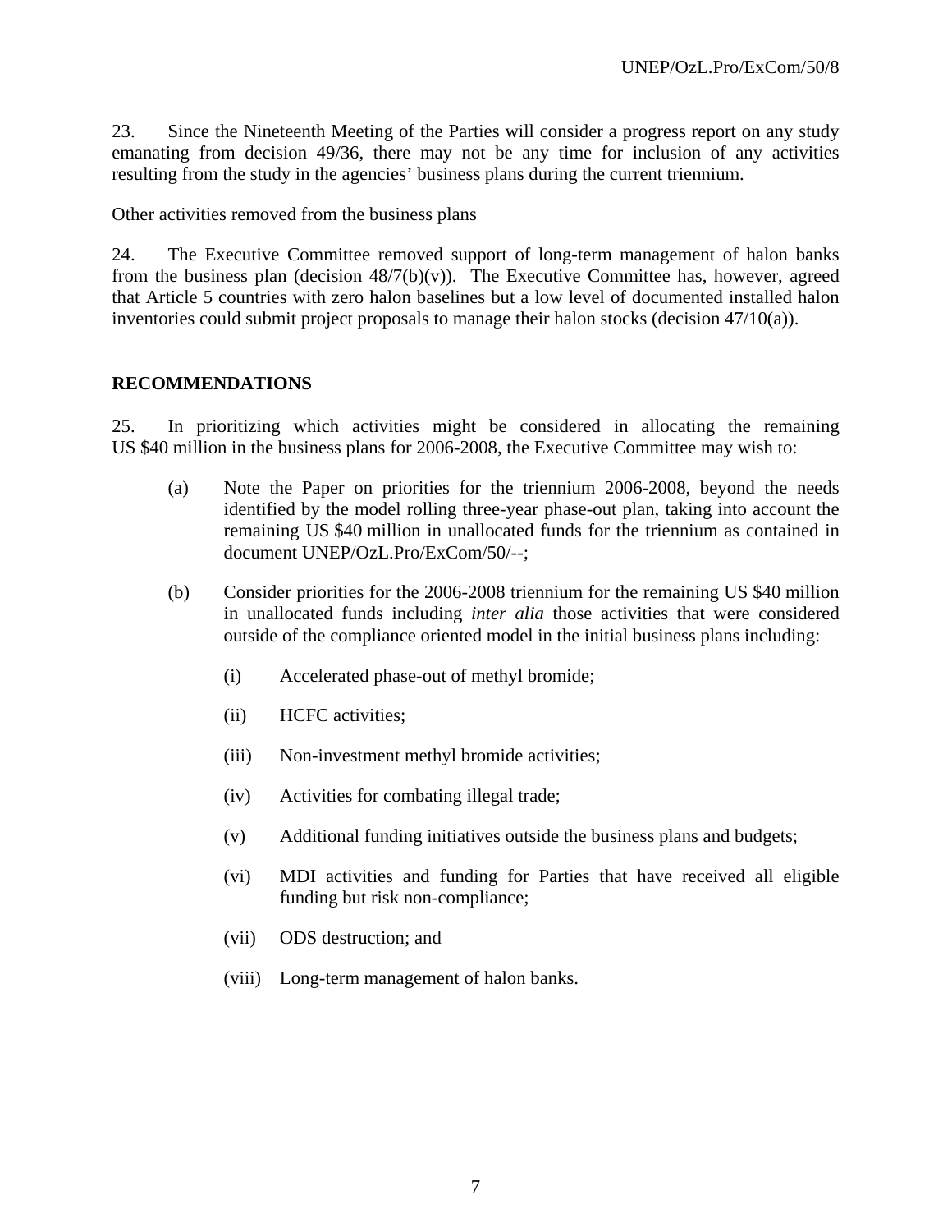23. Since the Nineteenth Meeting of the Parties will consider a progress report on any study emanating from decision 49/36, there may not be any time for inclusion of any activities resulting from the study in the agencies' business plans during the current triennium.

Other activities removed from the business plans

24. The Executive Committee removed support of long-term management of halon banks from the business plan (decision 48/7(b)(v)). The Executive Committee has, however, agreed that Article 5 countries with zero halon baselines but a low level of documented installed halon inventories could submit project proposals to manage their halon stocks (decision 47/10(a)).

## RECOMMENDATIONS

25. In prioritizing which activities might be considered in allocating the remaining US $40 million in the business plans for 2006-2008, the Executive Committee may wish to:

(a) Note the Paper on priorities for the triennium 2006-2008, beyond the needs identified by the model rolling three-year phase-out plan, taking into account the remaining US $40 million in unallocated funds for the triennium as contained in document UNEP/OzL.Pro/ExCom/50/--;

(b) Consider priorities for the 2006-2008 triennium for the remaining US $40 million in unallocated funds including *inter alia* those activities that were considered outside of the compliance oriented model in the initial business plans including:

(i) Accelerated phase-out of methyl bromide;

(ii) HCFC activities;

(iii) Non-investment methyl bromide activities;

(iv) Activities for combating illegal trade;

(v) Additional funding initiatives outside the business plans and budgets;

(vi) MDI activities and funding for Parties that have received all eligible funding but risk non-compliance;

(vii) ODS destruction; and

(viii) Long-term management of halon banks.